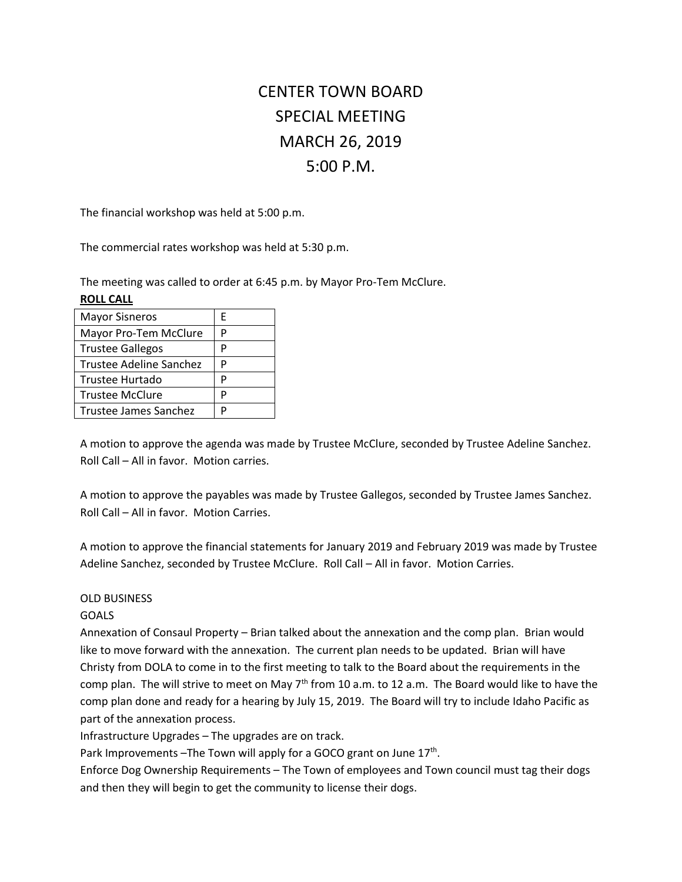# CENTER TOWN BOARD
# SPECIAL MEETING
# MARCH 26, 2019
# 5:00 P.M.

The financial workshop was held at 5:00 p.m.

The commercial rates workshop was held at 5:30 p.m.

The meeting was called to order at 6:45 p.m. by Mayor Pro-Tem McClure.

**ROLL CALL**

| | |
|---|---|
| Mayor Sisneros | E |
| Mayor Pro-Tem McClure | P |
| Trustee Gallegos | P |
| Trustee Adeline Sanchez | P |
| Trustee Hurtado | P |
| Trustee McClure | P |
| Trustee James Sanchez | P |

A motion to approve the agenda was made by Trustee McClure, seconded by Trustee Adeline Sanchez. Roll Call – All in favor. Motion carries.

A motion to approve the payables was made by Trustee Gallegos, seconded by Trustee James Sanchez. Roll Call – All in favor. Motion Carries.

A motion to approve the financial statements for January 2019 and February 2019 was made by Trustee Adeline Sanchez, seconded by Trustee McClure. Roll Call – All in favor. Motion Carries.

OLD BUSINESS

GOALS

Annexation of Consaul Property – Brian talked about the annexation and the comp plan. Brian would like to move forward with the annexation. The current plan needs to be updated. Brian will have Christy from DOLA to come in to the first meeting to talk to the Board about the requirements in the comp plan. The will strive to meet on May 7th from 10 a.m. to 12 a.m. The Board would like to have the comp plan done and ready for a hearing by July 15, 2019. The Board will try to include Idaho Pacific as part of the annexation process.

Infrastructure Upgrades – The upgrades are on track.

Park Improvements –The Town will apply for a GOCO grant on June 17th.

Enforce Dog Ownership Requirements – The Town of employees and Town council must tag their dogs and then they will begin to get the community to license their dogs.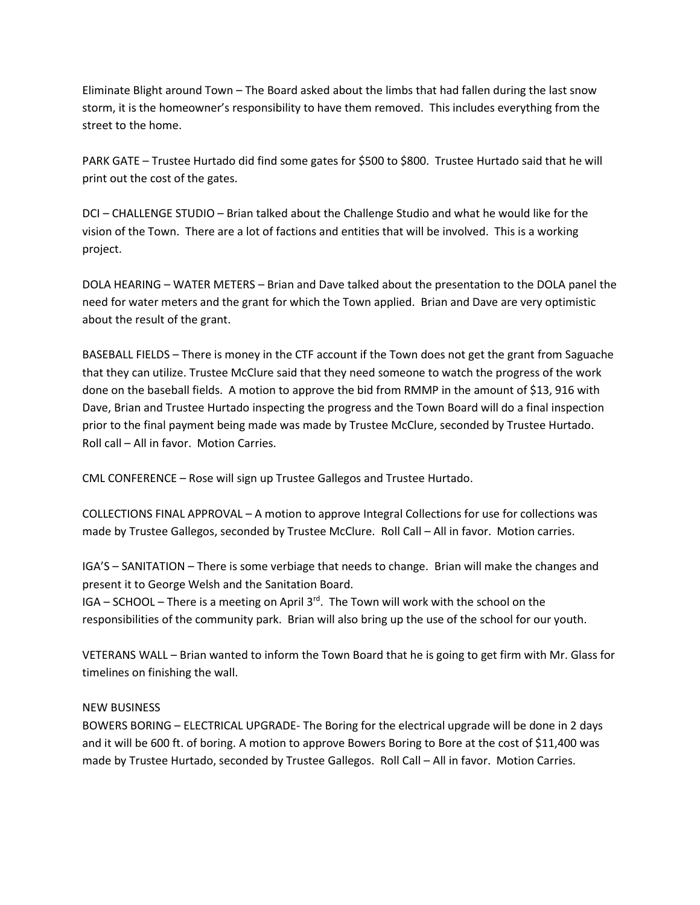Eliminate Blight around Town – The Board asked about the limbs that had fallen during the last snow storm, it is the homeowner's responsibility to have them removed. This includes everything from the street to the home.

PARK GATE – Trustee Hurtado did find some gates for $500 to $800. Trustee Hurtado said that he will print out the cost of the gates.

DCI – CHALLENGE STUDIO – Brian talked about the Challenge Studio and what he would like for the vision of the Town. There are a lot of factions and entities that will be involved. This is a working project.

DOLA HEARING – WATER METERS – Brian and Dave talked about the presentation to the DOLA panel the need for water meters and the grant for which the Town applied. Brian and Dave are very optimistic about the result of the grant.

BASEBALL FIELDS – There is money in the CTF account if the Town does not get the grant from Saguache that they can utilize. Trustee McClure said that they need someone to watch the progress of the work done on the baseball fields. A motion to approve the bid from RMMP in the amount of $13, 916 with Dave, Brian and Trustee Hurtado inspecting the progress and the Town Board will do a final inspection prior to the final payment being made was made by Trustee McClure, seconded by Trustee Hurtado. Roll call – All in favor. Motion Carries.

CML CONFERENCE – Rose will sign up Trustee Gallegos and Trustee Hurtado.

COLLECTIONS FINAL APPROVAL – A motion to approve Integral Collections for use for collections was made by Trustee Gallegos, seconded by Trustee McClure. Roll Call – All in favor. Motion carries.

IGA'S – SANITATION – There is some verbiage that needs to change. Brian will make the changes and present it to George Welsh and the Sanitation Board.
IGA – SCHOOL – There is a meeting on April 3rd. The Town will work with the school on the responsibilities of the community park. Brian will also bring up the use of the school for our youth.

VETERANS WALL – Brian wanted to inform the Town Board that he is going to get firm with Mr. Glass for timelines on finishing the wall.

NEW BUSINESS
BOWERS BORING – ELECTRICAL UPGRADE- The Boring for the electrical upgrade will be done in 2 days and it will be 600 ft. of boring. A motion to approve Bowers Boring to Bore at the cost of $11,400 was made by Trustee Hurtado, seconded by Trustee Gallegos. Roll Call – All in favor. Motion Carries.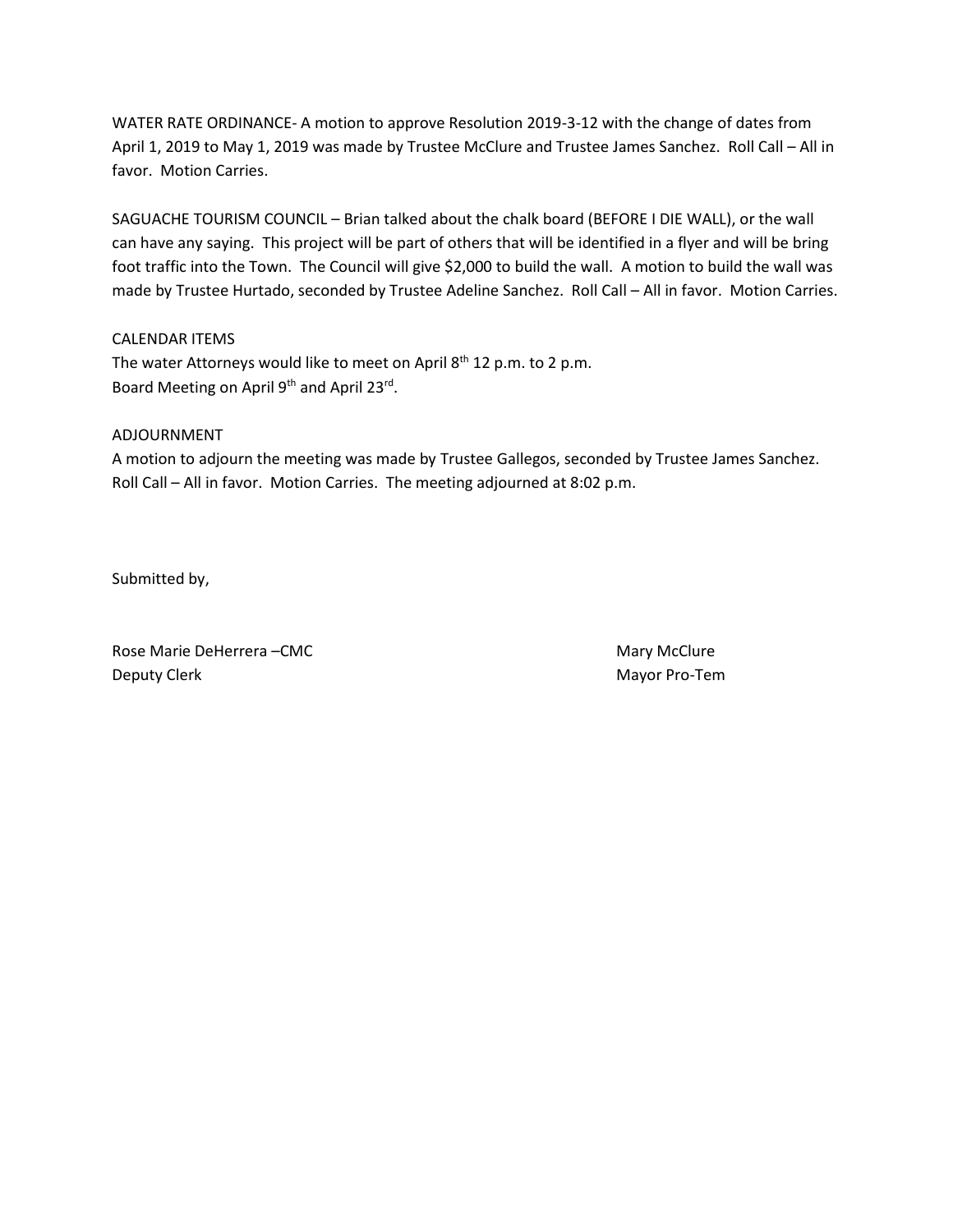WATER RATE ORDINANCE- A motion to approve Resolution 2019-3-12 with the change of dates from April 1, 2019 to May 1, 2019 was made by Trustee McClure and Trustee James Sanchez. Roll Call – All in favor. Motion Carries.

SAGUACHE TOURISM COUNCIL – Brian talked about the chalk board (BEFORE I DIE WALL), or the wall can have any saying. This project will be part of others that will be identified in a flyer and will be bring foot traffic into the Town. The Council will give $2,000 to build the wall. A motion to build the wall was made by Trustee Hurtado, seconded by Trustee Adeline Sanchez. Roll Call – All in favor. Motion Carries.

CALENDAR ITEMS

The water Attorneys would like to meet on April 8th 12 p.m. to 2 p.m.

Board Meeting on April 9th and April 23rd.

ADJOURNMENT

A motion to adjourn the meeting was made by Trustee Gallegos, seconded by Trustee James Sanchez. Roll Call – All in favor. Motion Carries. The meeting adjourned at 8:02 p.m.

Submitted by,

Rose Marie DeHerrera –CMC
Deputy Clerk

Mary McClure
Mayor Pro-Tem